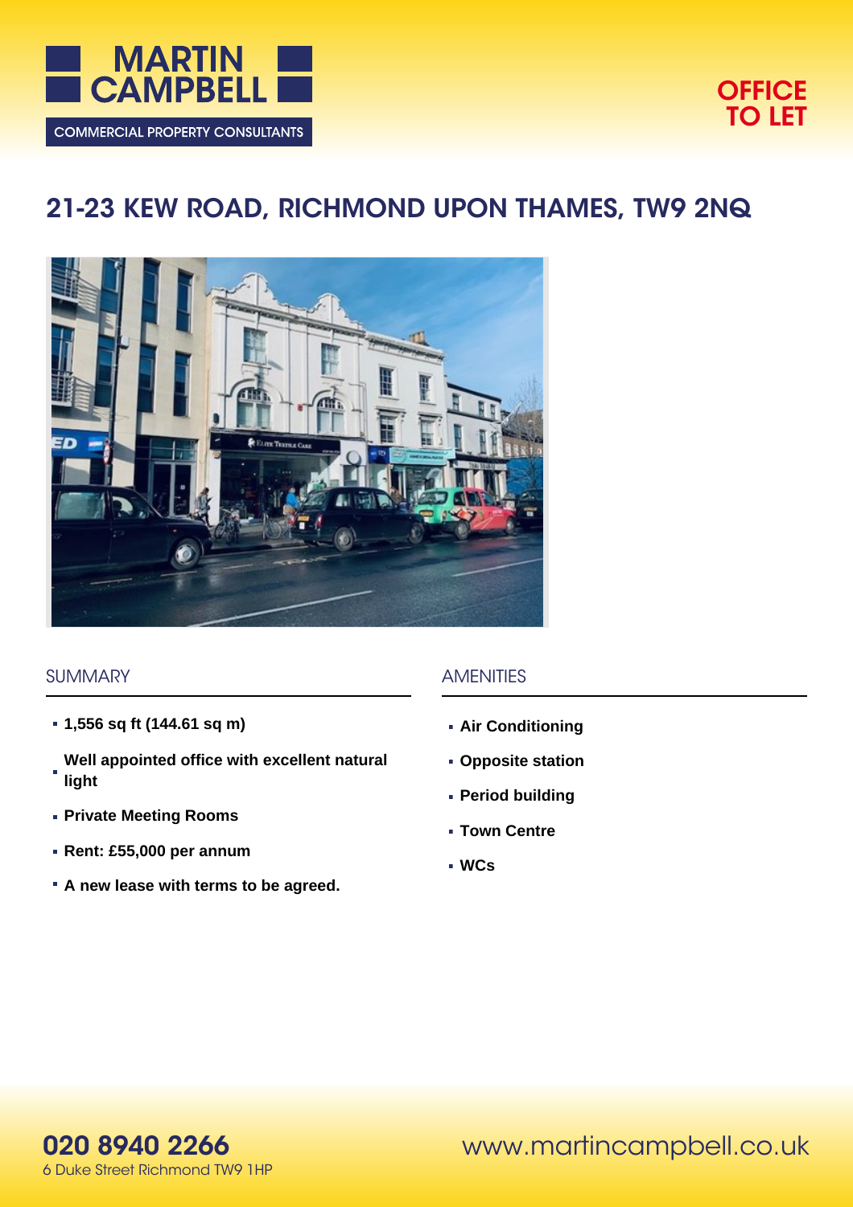MARTIN CAMPBELL

COMMERCIAL PROPERTY CONSULTANTS

**OFFICE TO LET**

# 21-23 KEW ROAD, RICHMOND UPON THAMES, TW9 2NQ

## SUMMARY

- **1,556 sq ft (144.61 sq m)**
- **Well appointed office with excellent natural light**
- **Private Meeting Rooms**
- **Rent: £55,000 per annum**
- **A new lease with terms to be agreed.**

## AMENITIES

- **Air Conditioning**
- **Opposite station**
- **Period building**
- **Town Centre**
- **WCs**

**020 8940 2266**
6 Duke Street Richmond TW9 1HP

www.martincampbell.co.uk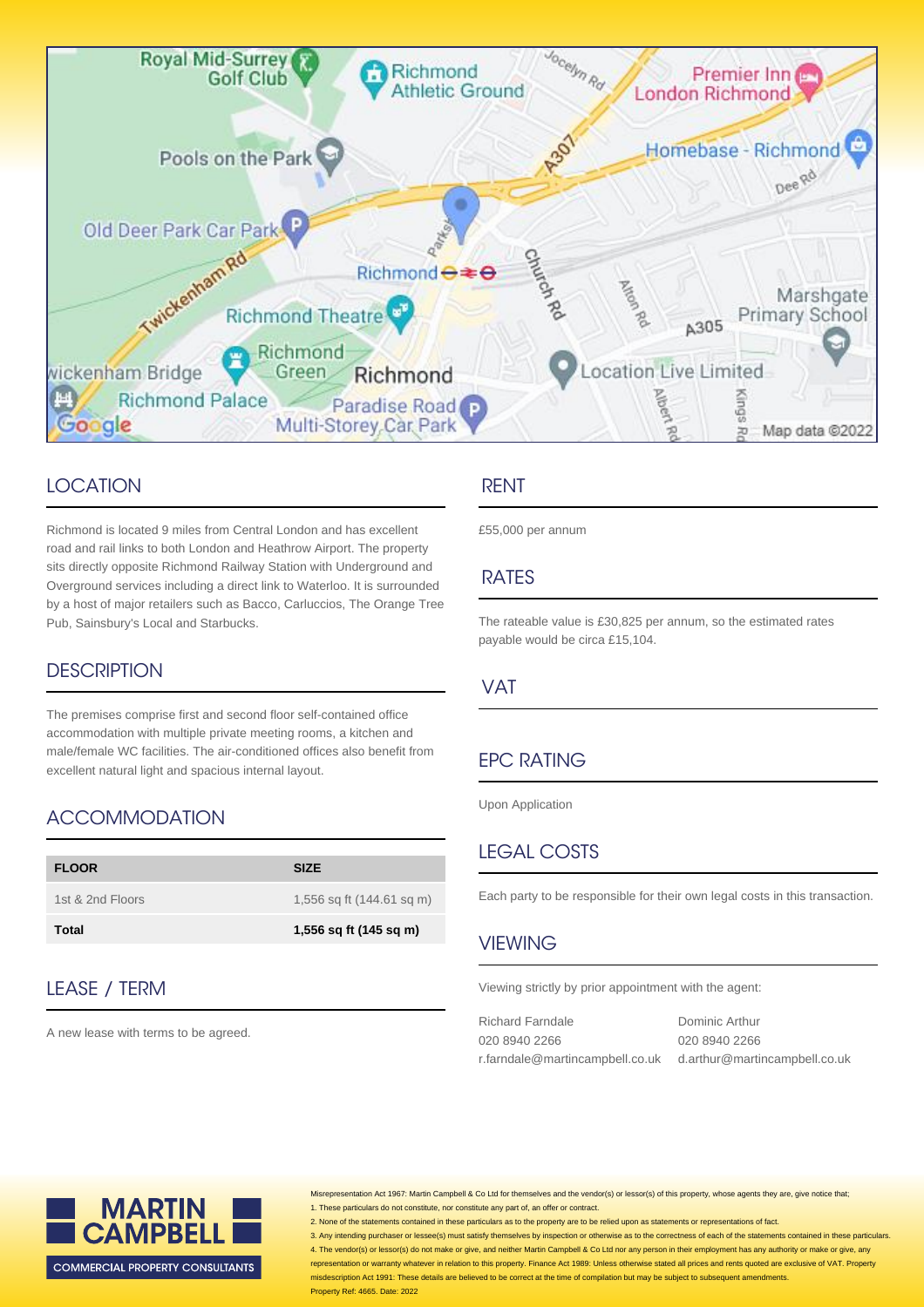## LOCATION

Richmond is located 9 miles from Central London and has excellent road and rail links to both London and Heathrow Airport. The property sits directly opposite Richmond Railway Station with Underground and Overground services including a direct link to Waterloo. It is surrounded by a host of major retailers such as Bacco, Carluccios, The Orange Tree Pub, Sainsbury's Local and Starbucks.

## DESCRIPTION

The premises comprise first and second floor self-contained office accommodation with multiple private meeting rooms, a kitchen and male/female WC facilities. The air-conditioned offices also benefit from excellent natural light and spacious internal layout.

## ACCOMMODATION

| FLOOR | SIZE |
|---|---|
| 1st & 2nd Floors | 1,556 sq ft (144.61 sq m) |
| **Total** | **1,556 sq ft (145 sq m)** |

## LEASE / TERM

A new lease with terms to be agreed.

## RENT

£55,000 per annum

## RATES

The rateable value is £30,825 per annum, so the estimated rates payable would be circa £15,104.

## VAT

## EPC RATING

Upon Application

## LEGAL COSTS

Each party to be responsible for their own legal costs in this transaction.

## VIEWING

Viewing strictly by prior appointment with the agent:

Richard Farndale
020 8940 2266
r.farndale@martincampbell.co.uk

Dominic Arthur
020 8940 2266
d.arthur@martincampbell.co.uk

**MARTIN CAMPBELL**
COMMERCIAL PROPERTY CONSULTANTS

Misrepresentation Act 1967: Martin Campbell & Co Ltd for themselves and the vendor(s) or lessor(s) of this property, whose agents they are, give notice that;

1. These particulars do not constitute, nor constitute any part of, an offer or contract.
2. None of the statements contained in these particulars as to the property are to be relied upon as statements or representations of fact.
3. Any intending purchaser or lessee(s) must satisfy themselves by inspection or otherwise as to the correctness of each of the statements contained in these particulars.
4. The vendor(s) or lessor(s) do not make or give, and neither Martin Campbell & Co Ltd nor any person in their employment has any authority to make or give, any representation or warranty whatever in relation to this property. Finance Act 1989: Unless otherwise stated all prices and rents quoted are exclusive of VAT. Property misdescription Act 1991: These details are believed to be correct at the time of compilation but may be subject to subsequent amendments.

Property Ref: 4665. Date: 2022